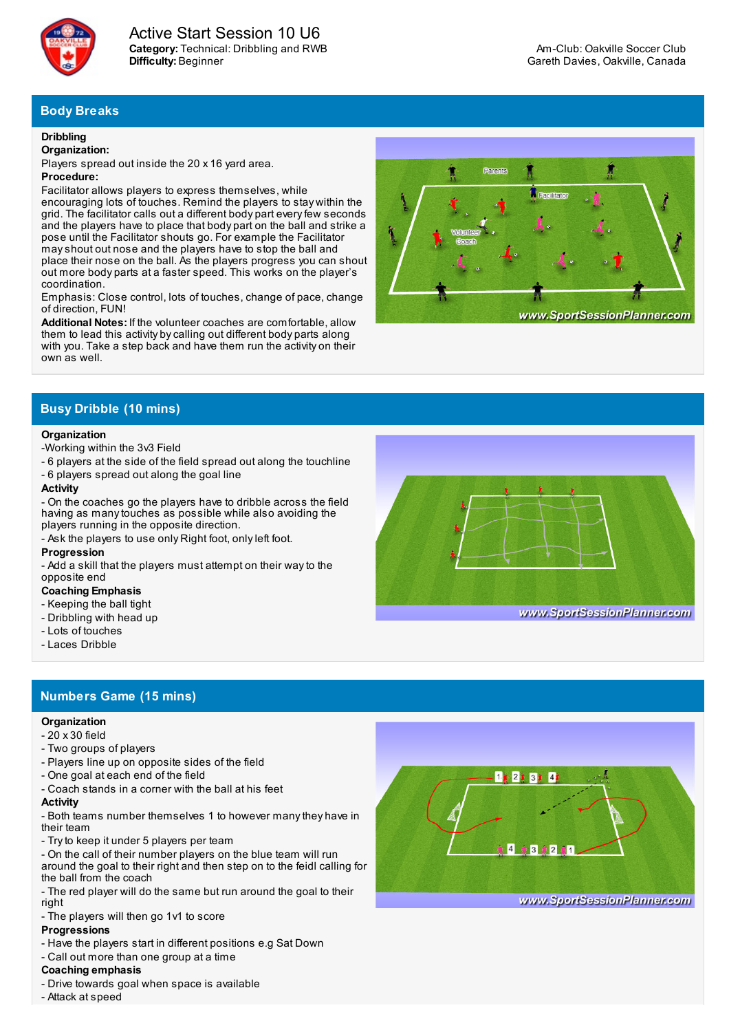# Active Start Session 10 U6

**Category:** Technical: Dribbling and RWB
**Difficulty:** Beginner

Am-Club: Oakville Soccer Club
Gareth Davies, Oakville, Canada

## Body Breaks

**Dribbling**
**Organization:**
Players spread out inside the 20 x 16 yard area.
**Procedure:**
Facilitator allows players to express themselves, while encouraging lots of touches. Remind the players to stay within the grid. The facilitator calls out a different body part every few seconds and the players have to place that body part on the ball and strike a pose until the Facilitator shouts go. For example the Facilitator may shout out nose and the players have to stop the ball and place their nose on the ball. As the players progress you can shout out more body parts at a faster speed. This works on the player's coordination.
Emphasis: Close control, lots of touches, change of pace, change of direction, FUN!
**Additional Notes:** If the volunteer coaches are comfortable, allow them to lead this activity by calling out different body parts along with you. Take a step back and have them run the activity on their own as well.

## Busy Dribble (10 mins)

**Organization**
-Working within the 3v3 Field
- 6 players at the side of the field spread out along the touchline
- 6 players spread out along the goal line

**Activity**
- On the coaches go the players have to dribble across the field having as many touches as possible while also avoiding the players running in the opposite direction.
- Ask the players to use only Right foot, only left foot.

**Progression**
- Add a skill that the players must attempt on their way to the opposite end

**Coaching Emphasis**
- Keeping the ball tight
- Dribbling with head up
- Lots of touches
- Laces Dribble

## Numbers Game (15 mins)

**Organization**
- 20 x 30 field
- Two groups of players
- Players line up on opposite sides of the field
- One goal at each end of the field
- Coach stands in a corner with the ball at his feet

**Activity**
- Both teams number themselves 1 to however many they have in their team
- Try to keep it under 5 players per team
- On the call of their number players on the blue team will run around the goal to their right and then step on to the feidl calling for the ball from the coach
- The red player will do the same but run around the goal to their right
- The players will then go 1v1 to score

**Progressions**
- Have the players start in different positions e.g Sat Down
- Call out more than one group at a time

**Coaching emphasis**
- Drive towards goal when space is available
- Attack at speed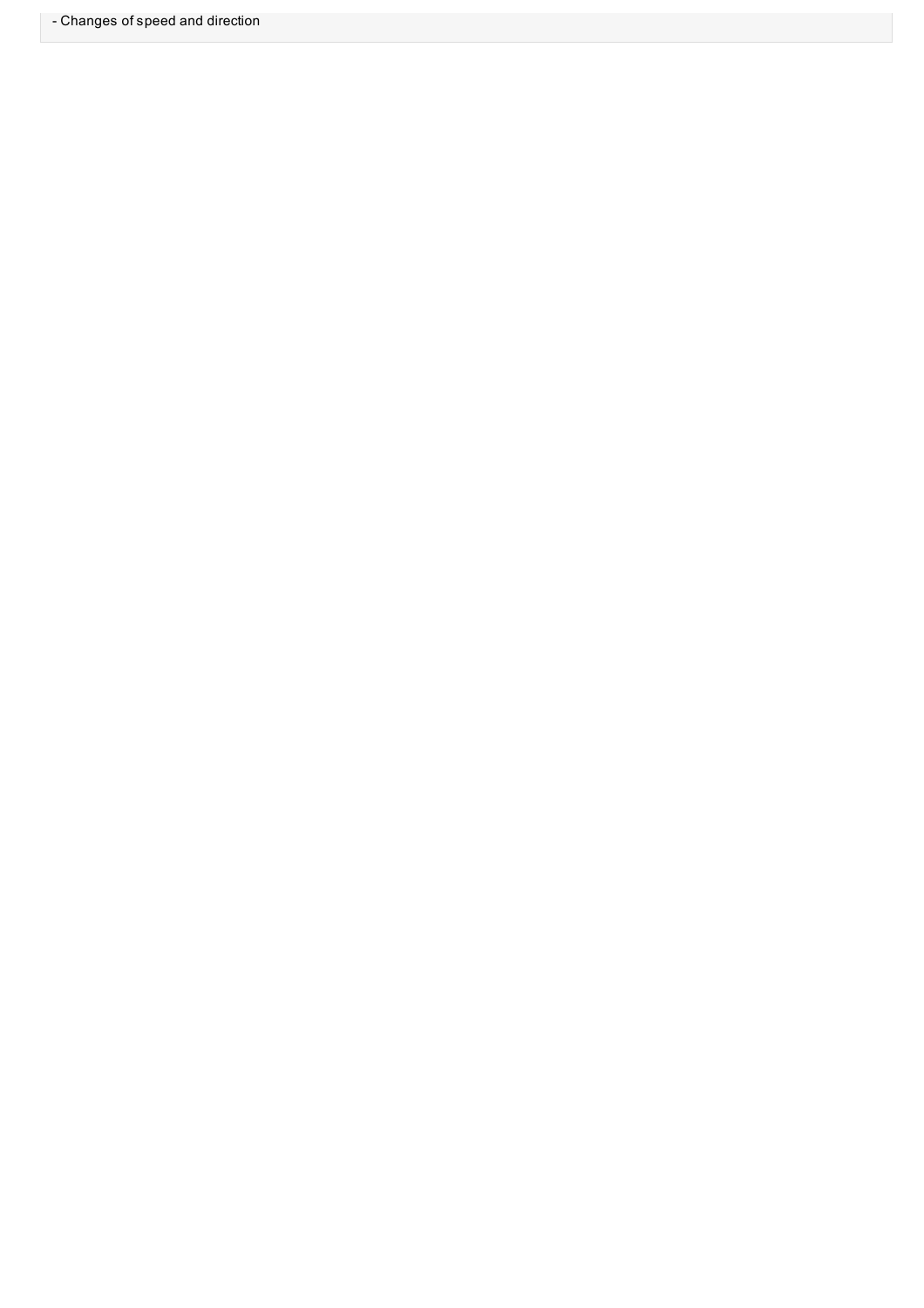- Changes of speed and direction